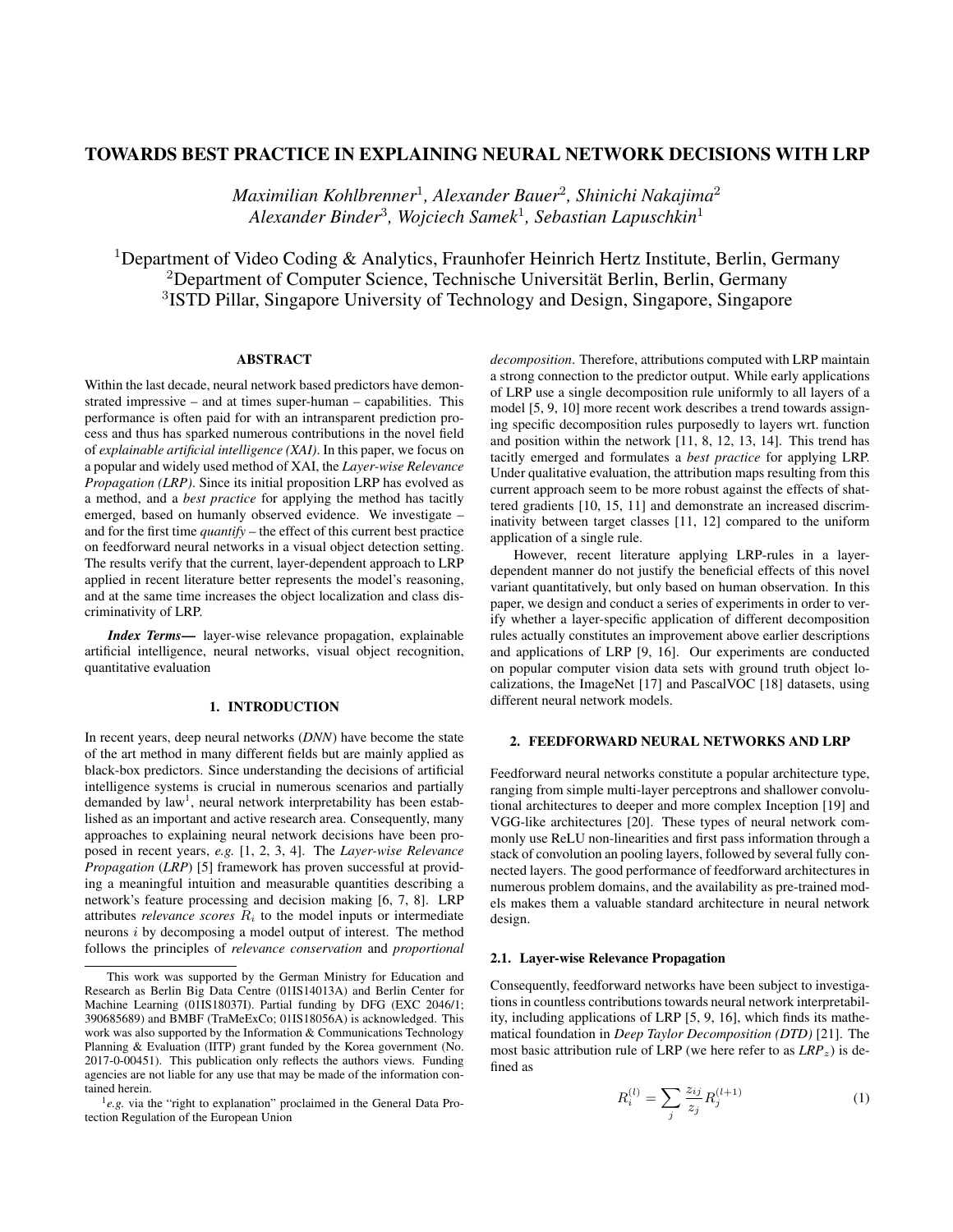# TOWARDS BEST PRACTICE IN EXPLAINING NEURAL NETWORK DECISIONS WITH LRP

*Maximilian Kohlbrenner*[1], *Alexander Bauer*[2], *Shinichi Nakajima*[2]
*Alexander Binder*[3], *Wojciech Samek*[1], *Sebastian Lapuschkin*[1]

[1]Department of Video Coding & Analytics, Fraunhofer Heinrich Hertz Institute, Berlin, Germany
[2]Department of Computer Science, Technische Universität Berlin, Berlin, Germany
[3]ISTD Pillar, Singapore University of Technology and Design, Singapore, Singapore

## ABSTRACT

Within the last decade, neural network based predictors have demonstrated impressive – and at times super-human – capabilities. This performance is often paid for with an intransparent prediction process and thus has sparked numerous contributions in the novel field of *explainable artificial intelligence (XAI)*. In this paper, we focus on a popular and widely used method of XAI, the *Layer-wise Relevance Propagation (LRP)*. Since its initial proposition LRP has evolved as a method, and a *best practice* for applying the method has tacitly emerged, based on humanly observed evidence. We investigate – and for the first time *quantify* – the effect of this current best practice on feedforward neural networks in a visual object detection setting. The results verify that the current, layer-dependent approach to LRP applied in recent literature better represents the model's reasoning, and at the same time increases the object localization and class discriminativity of LRP.

***Index Terms*—** layer-wise relevance propagation, explainable artificial intelligence, neural networks, visual object recognition, quantitative evaluation

## 1. INTRODUCTION

In recent years, deep neural networks (*DNN*) have become the state of the art method in many different fields but are mainly applied as black-box predictors. Since understanding the decisions of artificial intelligence systems is crucial in numerous scenarios and partially demanded by law[1], neural network interpretability has been established as an important and active research area. Consequently, many approaches to explaining neural network decisions have been proposed in recent years, *e.g.* [1, 2, 3, 4]. The *Layer-wise Relevance Propagation* (*LRP*) [5] framework has proven successful at providing a meaningful intuition and measurable quantities describing a network's feature processing and decision making [6, 7, 8]. LRP attributes *relevance scores* $R_i$ to the model inputs or intermediate neurons $i$ by decomposing a model output of interest. The method follows the principles of *relevance conservation* and *proportional decomposition*. Therefore, attributions computed with LRP maintain a strong connection to the predictor output. While early applications of LRP use a single decomposition rule uniformly to all layers of a model [5, 9, 10] more recent work describes a trend towards assigning specific decomposition rules purposedly to layers wrt. function and position within the network [11, 8, 12, 13, 14]. This trend has tacitly emerged and formulates a *best practice* for applying LRP. Under qualitative evaluation, the attribution maps resulting from this current approach seem to be more robust against the effects of shattered gradients [10, 15, 11] and demonstrate an increased discriminativity between target classes [11, 12] compared to the uniform application of a single rule.

However, recent literature applying LRP-rules in a layer-dependent manner do not justify the beneficial effects of this novel variant quantitatively, but only based on human observation. In this paper, we design and conduct a series of experiments in order to verify whether a layer-specific application of different decomposition rules actually constitutes an improvement above earlier descriptions and applications of LRP [9, 16]. Our experiments are conducted on popular computer vision data sets with ground truth object localizations, the ImageNet [17] and PascalVOC [18] datasets, using different neural network models.

## 2. FEEDFORWARD NEURAL NETWORKS AND LRP

Feedforward neural networks constitute a popular architecture type, ranging from simple multi-layer perceptrons and shallower convolutional architectures to deeper and more complex Inception [19] and VGG-like architectures [20]. These types of neural network commonly use ReLU non-linearities and first pass information through a stack of convolution an pooling layers, followed by several fully connected layers. The good performance of feedforward architectures in numerous problem domains, and the availability as pre-trained models makes them a valuable standard architecture in neural network design.

### 2.1. Layer-wise Relevance Propagation

Consequently, feedforward networks have been subject to investigations in countless contributions towards neural network interpretability, including applications of LRP [5, 9, 16], which finds its mathematical foundation in *Deep Taylor Decomposition (DTD)* [21]. The most basic attribution rule of LRP (we here refer to as *LRP*$_z$) is defined as

$$R_i^{(l)} = \sum_j \frac{z_{ij}}{z_j} R_j^{(l+1)} \tag{1}$$

---

This work was supported by the German Ministry for Education and Research as Berlin Big Data Centre (01IS14013A) and Berlin Center for Machine Learning (01IS18037I). Partial funding by DFG (EXC 2046/1; 390685689) and BMBF (TraMeExCo; 01IS18056A) is acknowledged. This work was also supported by the Information & Communications Technology Planning & Evaluation (IITP) grant funded by the Korea government (No. 2017-0-00451). This publication only reflects the authors views. Funding agencies are not liable for any use that may be made of the information contained herein.

[1]*e.g.* via the "right to explanation" proclaimed in the General Data Protection Regulation of the European Union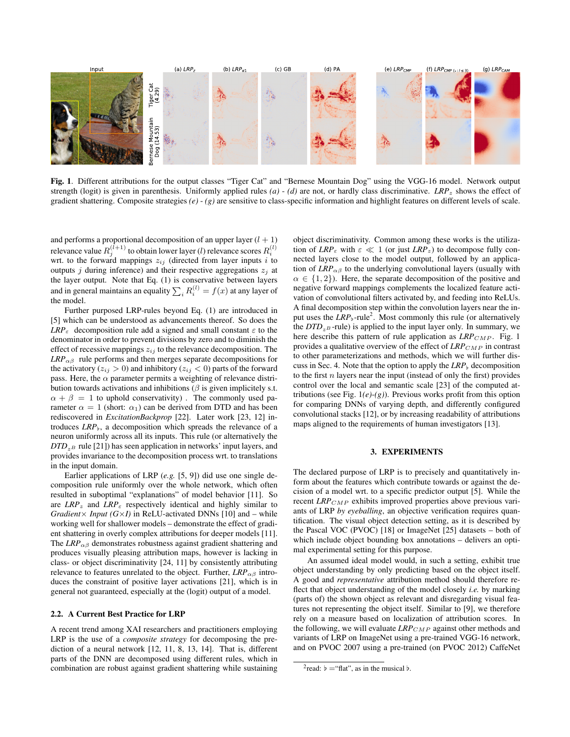**Fig. 1**. Different attributions for the output classes "Tiger Cat" and "Bernese Mountain Dog" using the VGG-16 model. Network output strength (logit) is given in parenthesis. Uniformly applied rules *(a) - (d)* are not, or hardly class discriminative. $LRP_z$ shows the effect of gradient shattering. Composite strategies *(e) - (g)* are sensitive to class-specific information and highlight features on different levels of scale.

and performs a proportional decomposition of an upper layer $(l+1)$ relevance value $R_j^{(l+1)}$ to obtain lower layer $(l)$ relevance scores $R_i^{(l)}$ wrt. to the forward mappings $z_{ij}$ (directed from layer inputs $i$ to outputs $j$ during inference) and their respective aggregations $z_j$ at the layer output. Note that Eq. (1) is conservative between layers and in general maintains an equality $\sum_i R_i^{(l)} = f(x)$ at any layer of the model.

Further purposed LRP-rules beyond Eq. (1) are introduced in [5] which can be understood as advancements thereof. So does the $LRP_\varepsilon$ decomposition rule add a signed and small constant $\varepsilon$ to the denominator in order to prevent divisions by zero and to diminish the effect of recessive mappings $z_{ij}$ to the relevance decomposition. The $LRP_{\alpha\beta}$ rule performs and then merges separate decompositions for the activatory ($z_{ij} > 0$) and inhibitory ($z_{ij} < 0$) parts of the forward pass. Here, the $\alpha$ parameter permits a weighting of relevance distribution towards activations and inhibitions ($\beta$ is given implicitely s.t. $\alpha + \beta = 1$ to uphold conservativity) . The commonly used parameter $\alpha = 1$ (short: $\alpha_1$) can be derived from DTD and has been rediscovered in *ExcitationBackprop* [22]. Later work [23, 12] introduces $LRP_\flat$, a decomposition which spreads the relevance of a neuron uniformly across all its inputs. This rule (or alternatively the $DTD_{z^B}$ rule [21]) has seen application in networks' input layers, and provides invariance to the decomposition process wrt. to translations in the input domain.

Earlier applications of LRP (*e.g.* [5, 9]) did use one single decomposition rule uniformly over the whole network, which often resulted in suboptimal "explanations" of model behavior [11]. So are $LRP_z$ and $LRP_\varepsilon$ respectively identical and highly similar to *Gradient× Input (G×I)* in ReLU-activated DNNs [10] and – while working well for shallower models – demonstrate the effect of gradient shattering in overly complex attributions for deeper models [11]. The $LRP_{\alpha\beta}$ demonstrates robustness against gradient shattering and produces visually pleasing attribution maps, however is lacking in class- or object discriminativity [24, 11] by consistently attributing relevance to features unrelated to the object. Further, $LRP_{\alpha\beta}$ introduces the constraint of positive layer activations [21], which is in general not guaranteed, especially at the (logit) output of a model.

### 2.2. A Current Best Practice for LRP

A recent trend among XAI researchers and practitioners employing LRP is the use of a *composite strategy* for decomposing the prediction of a neural network [12, 11, 8, 13, 14]. That is, different parts of the DNN are decomposed using different rules, which in combination are robust against gradient shattering while sustaining object discriminativity. Common among these works is the utilization of $LRP_\varepsilon$ with $\varepsilon \ll 1$ (or just $LRP_z$) to decompose fully connected layers close to the model output, followed by an application of $LRP_{\alpha\beta}$ to the underlying convolutional layers (usually with $\alpha \in \{1, 2\}$). Here, the separate decomposition of the positive and negative forward mappings complements the localized feature activation of convolutional filters activated by, and feeding into ReLUs. A final decomposition step within the convolution layers near the input uses the $LRP_\flat$-rule[2]. Most commonly this rule (or alternatively the $DTD_{z^B}$-rule) is applied to the input layer only. In summary, we here describe this pattern of rule application as $LRP_{CMP}$. Fig. 1 provides a qualitative overview of the effect of $LRP_{CMP}$ in contrast to other parameterizations and methods, which we will further discuss in Sec. 4. Note that the option to apply the $LRP_\flat$ decomposition to the first $n$ layers near the input (instead of only the first) provides control over the local and semantic scale [23] of the computed attributions (see Fig. 1*(e)-(g)*). Previous works profit from this option for comparing DNNs of varying depth, and differently configured convolutional stacks [12], or by increasing readability of attributions maps aligned to the requirements of human investigators [13].

## 3. EXPERIMENTS

The declared purpose of LRP is to precisely and quantitatively inform about the features which contribute towards or against the decision of a model wrt. to a specific predictor output [5]. While the recent $LRP_{CMP}$ exhibits improved properties above previous variants of LRP *by eyeballing*, an objective verification requires quantification. The visual object detection setting, as it is described by the Pascal VOC (PVOC) [18] or ImageNet [25] datasets – both of which include object bounding box annotations – delivers an optimal experimental setting for this purpose.

An assumed ideal model would, in such a setting, exhibit true object understanding by only predicting based on the object itself. A good and *representative* attribution method should therefore reflect that object understanding of the model closely *i.e.* by marking (parts of) the shown object as relevant and disregarding visual features not representing the object itself. Similar to [9], we therefore rely on a measure based on localization of attribution scores. In the following, we will evaluate $LRP_{CMP}$ against other methods and variants of LRP on ImageNet using a pre-trained VGG-16 network, and on PVOC 2007 using a pre-trained (on PVOC 2012) CaffeNet

[2] read: ♭ ="flat", as in the musical ♭.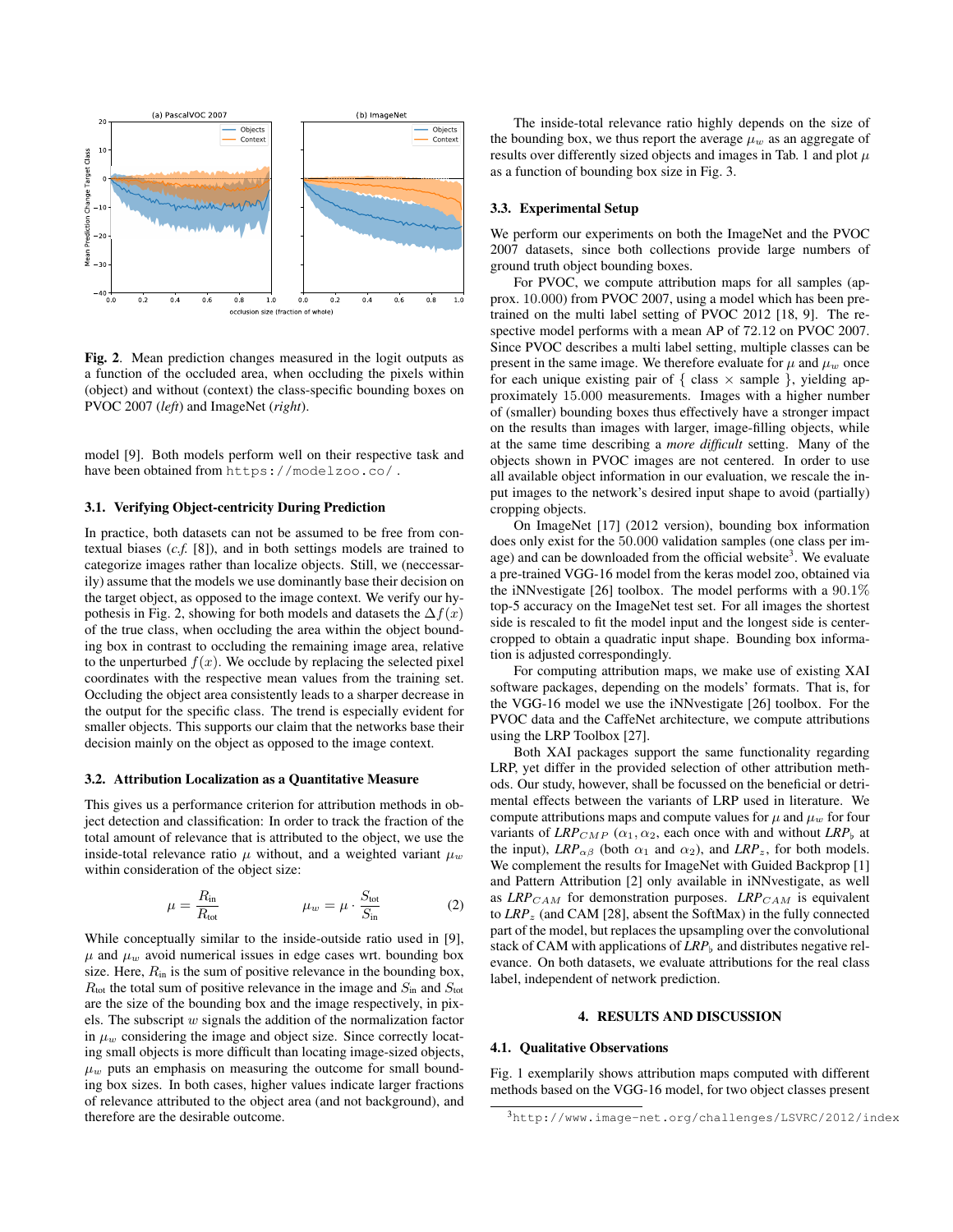Fig. 2. Mean prediction changes measured in the logit outputs as a function of the occluded area, when occluding the pixels within (object) and without (context) the class-specific bounding boxes on PVOC 2007 (*left*) and ImageNet (*right*).

model [9]. Both models perform well on their respective task and have been obtained from https://modelzoo.co/.

### 3.1. Verifying Object-centricity During Prediction

In practice, both datasets can not be assumed to be free from contextual biases (*c.f.* [8]), and in both settings models are trained to categorize images rather than localize objects. Still, we (neccessarily) assume that the models we use dominantly base their decision on the target object, as opposed to the image context. We verify our hypothesis in Fig. 2, showing for both models and datasets the $\Delta f(x)$ of the true class, when occluding the area within the object bounding box in contrast to occluding the remaining image area, relative to the unperturbed $f(x)$. We occlude by replacing the selected pixel coordinates with the respective mean values from the training set. Occluding the object area consistently leads to a sharper decrease in the output for the specific class. The trend is especially evident for smaller objects. This supports our claim that the networks base their decision mainly on the object as opposed to the image context.

### 3.2. Attribution Localization as a Quantitative Measure

This gives us a performance criterion for attribution methods in object detection and classification: In order to track the fraction of the total amount of relevance that is attributed to the object, we use the inside-total relevance ratio $\mu$ without, and a weighted variant $\mu_w$ within consideration of the object size:

$$\mu = \frac{R_{\text{in}}}{R_{\text{tot}}} \qquad\qquad \mu_w = \mu \cdot \frac{S_{\text{tot}}}{S_{\text{in}}} \tag{2}$$

While conceptually similar to the inside-outside ratio used in [9], $\mu$ and $\mu_w$ avoid numerical issues in edge cases wrt. bounding box size. Here, $R_{\text{in}}$ is the sum of positive relevance in the bounding box, $R_{\text{tot}}$ the total sum of positive relevance in the image and $S_{\text{in}}$ and $S_{\text{tot}}$ are the size of the bounding box and the image respectively, in pixels. The subscript $w$ signals the addition of the normalization factor in $\mu_w$ considering the image and object size. Since correctly locating small objects is more difficult than locating image-sized objects, $\mu_w$ puts an emphasis on measuring the outcome for small bounding box sizes. In both cases, higher values indicate larger fractions of relevance attributed to the object area (and not background), and therefore are the desirable outcome.

The inside-total relevance ratio highly depends on the size of the bounding box, we thus report the average $\mu_w$ as an aggregate of results over differently sized objects and images in Tab. 1 and plot $\mu$ as a function of bounding box size in Fig. 3.

### 3.3. Experimental Setup

We perform our experiments on both the ImageNet and the PVOC 2007 datasets, since both collections provide large numbers of ground truth object bounding boxes.

For PVOC, we compute attribution maps for all samples (approx. 10.000) from PVOC 2007, using a model which has been pretrained on the multi label setting of PVOC 2012 [18, 9]. The respective model performs with a mean AP of 72.12 on PVOC 2007. Since PVOC describes a multi label setting, multiple classes can be present in the same image. We therefore evaluate for $\mu$ and $\mu_w$ once for each unique existing pair of { class $\times$ sample }, yielding approximately 15.000 measurements. Images with a higher number of (smaller) bounding boxes thus effectively have a stronger impact on the results than images with larger, image-filling objects, while at the same time describing a *more difficult* setting. Many of the objects shown in PVOC images are not centered. In order to use all available object information in our evaluation, we rescale the input images to the network's desired input shape to avoid (partially) cropping objects.

On ImageNet [17] (2012 version), bounding box information does only exist for the 50.000 validation samples (one class per image) and can be downloaded from the official website[3]. We evaluate a pre-trained VGG-16 model from the keras model zoo, obtained via the iNNvestigate [26] toolbox. The model performs with a 90.1% top-5 accuracy on the ImageNet test set. For all images the shortest side is rescaled to fit the model input and the longest side is center-cropped to obtain a quadratic input shape. Bounding box information is adjusted correspondingly.

For computing attribution maps, we make use of existing XAI software packages, depending on the models' formats. That is, for the VGG-16 model we use the iNNvestigate [26] toolbox. For the PVOC data and the CaffeNet architecture, we compute attributions using the LRP Toolbox [27].

Both XAI packages support the same functionality regarding LRP, yet differ in the provided selection of other attribution methods. Our study, however, shall be focussed on the beneficial or detrimental effects between the variants of LRP used in literature. We compute attributions maps and compute values for $\mu$ and $\mu_w$ for four variants of $LRP_{CMP}$ ($\alpha_1, \alpha_2$, each once with and without $LRP_\flat$ at the input), $LRP_{\alpha\beta}$ (both $\alpha_1$ and $\alpha_2$), and $LRP_z$, for both models. We complement the results for ImageNet with Guided Backprop [1] and Pattern Attribution [2] only available in iNNvestigate, as well as $LRP_{CAM}$ for demonstration purposes. $LRP_{CAM}$ is equivalent to $LRP_z$ (and CAM [28], absent the SoftMax) in the fully connected part of the model, but replaces the upsampling over the convolutional stack of CAM with applications of $LRP_\flat$ and distributes negative relevance. On both datasets, we evaluate attributions for the real class label, independent of network prediction.

## 4. RESULTS AND DISCUSSION

### 4.1. Qualitative Observations

Fig. 1 exemplarily shows attribution maps computed with different methods based on the VGG-16 model, for two object classes present

[3] http://www.image-net.org/challenges/LSVRC/2012/index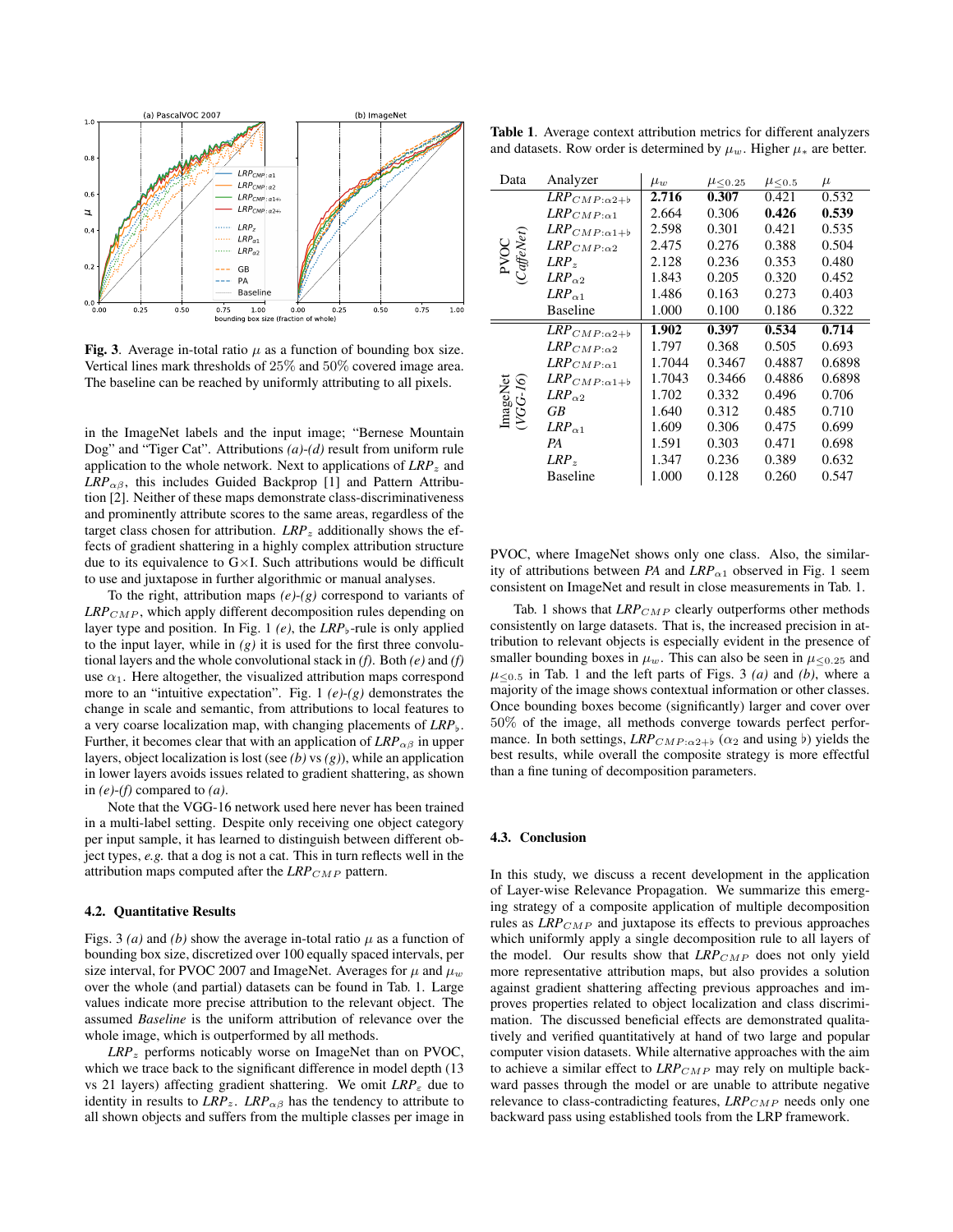**Fig. 3**. Average in-total ratio $\mu$ as a function of bounding box size. Vertical lines mark thresholds of 25% and 50% covered image area. The baseline can be reached by uniformly attributing to all pixels.

in the ImageNet labels and the input image; "Bernese Mountain Dog" and "Tiger Cat". Attributions *(a)-(d)* result from uniform rule application to the whole network. Next to applications of $LRP_z$ and $LRP_{\alpha\beta}$, this includes Guided Backprop [1] and Pattern Attribution [2]. Neither of these maps demonstrate class-discriminativeness and prominently attribute scores to the same areas, regardless of the target class chosen for attribution. $LRP_z$ additionally shows the effects of gradient shattering in a highly complex attribution structure due to its equivalence to G×I. Such attributions would be difficult to use and juxtapose in further algorithmic or manual analyses.

To the right, attribution maps *(e)-(g)* correspond to variants of $LRP_{CMP}$, which apply different decomposition rules depending on layer type and position. In Fig. 1 *(e)*, the $LRP_\flat$-rule is only applied to the input layer, while in *(g)* it is used for the first three convolutional layers and the whole convolutional stack in *(f)*. Both *(e)* and *(f)* use $\alpha_1$. Here altogether, the visualized attribution maps correspond more to an "intuitive expectation". Fig. 1 *(e)-(g)* demonstrates the change in scale and semantic, from attributions to local features to a very coarse localization map, with changing placements of $LRP_\flat$. Further, it becomes clear that with an application of $LRP_{\alpha\beta}$ in upper layers, object localization is lost (see *(b)* vs *(g)*), while an application in lower layers avoids issues related to gradient shattering, as shown in *(e)-(f)* compared to *(a)*.

Note that the VGG-16 network used here never has been trained in a multi-label setting. Despite only receiving one object category per input sample, it has learned to distinguish between different object types, *e.g.* that a dog is not a cat. This in turn reflects well in the attribution maps computed after the $LRP_{CMP}$ pattern.

### 4.2. Quantitative Results

Figs. 3 *(a)* and *(b)* show the average in-total ratio $\mu$ as a function of bounding box size, discretized over 100 equally spaced intervals, per size interval, for PVOC 2007 and ImageNet. Averages for $\mu$ and $\mu_w$ over the whole (and partial) datasets can be found in Tab. 1. Large values indicate more precise attribution to the relevant object. The assumed *Baseline* is the uniform attribution of relevance over the whole image, which is outperformed by all methods.

$LRP_z$ performs noticably worse on ImageNet than on PVOC, which we trace back to the significant difference in model depth (13 vs 21 layers) affecting gradient shattering. We omit $LRP_\varepsilon$ due to identity in results to $LRP_z$. $LRP_{\alpha\beta}$ has the tendency to attribute to all shown objects and suffers from the multiple classes per image in PVOC, where ImageNet shows only one class. Also, the similarity of attributions between *PA* and $LRP_{\alpha 1}$ observed in Fig. 1 seem consistent on ImageNet and result in close measurements in Tab. 1.

**Table 1**. Average context attribution metrics for different analyzers and datasets. Row order is determined by $\mu_w$. Higher $\mu_*$ are better.

| Data | Analyzer | $\mu_w$ | $\mu_{\leq 0.25}$ | $\mu_{\leq 0.5}$ | $\mu$ |
|---|---|---|---|---|---|
| PVOC (*CaffeNet*) | $LRP_{CMP:\alpha 2+\flat}$ | **2.716** | **0.307** | 0.421 | 0.532 |
| | $LRP_{CMP:\alpha 1}$ | 2.664 | 0.306 | **0.426** | **0.539** |
| | $LRP_{CMP:\alpha 1+\flat}$ | 2.598 | 0.301 | 0.421 | 0.535 |
| | $LRP_{CMP:\alpha 2}$ | 2.475 | 0.276 | 0.388 | 0.504 |
| | $LRP_z$ | 2.128 | 0.236 | 0.353 | 0.480 |
| | $LRP_{\alpha 2}$ | 1.843 | 0.205 | 0.320 | 0.452 |
| | $LRP_{\alpha 1}$ | 1.486 | 0.163 | 0.273 | 0.403 |
| | Baseline | 1.000 | 0.100 | 0.186 | 0.322 |
| ImageNet (*VGG-16*) | $LRP_{CMP:\alpha 2+\flat}$ | **1.902** | **0.397** | **0.534** | **0.714** |
| | $LRP_{CMP:\alpha 2}$ | 1.797 | 0.368 | 0.505 | 0.693 |
| | $LRP_{CMP:\alpha 1}$ | 1.7044 | 0.3467 | 0.4887 | 0.6898 |
| | $LRP_{CMP:\alpha 1+\flat}$ | 1.7043 | 0.3466 | 0.4886 | 0.6898 |
| | $LRP_{\alpha 2}$ | 1.702 | 0.332 | 0.496 | 0.706 |
| | *GB* | 1.640 | 0.312 | 0.485 | 0.710 |
| | $LRP_{\alpha 1}$ | 1.609 | 0.306 | 0.475 | 0.699 |
| | *PA* | 1.591 | 0.303 | 0.471 | 0.698 |
| | $LRP_z$ | 1.347 | 0.236 | 0.389 | 0.632 |
| | Baseline | 1.000 | 0.128 | 0.260 | 0.547 |

Tab. 1 shows that $LRP_{CMP}$ clearly outperforms other methods consistently on large datasets. That is, the increased precision in attribution to relevant objects is especially evident in the presence of smaller bounding boxes in $\mu_w$. This can also be seen in $\mu_{\leq 0.25}$ and $\mu_{\leq 0.5}$ in Tab. 1 and the left parts of Figs. 3 *(a)* and *(b)*, where a majority of the image shows contextual information or other classes. Once bounding boxes become (significantly) larger and cover over 50% of the image, all methods converge towards perfect performance. In both settings, $LRP_{CMP:\alpha 2+\flat}$ ($\alpha_2$ and using $\flat$) yields the best results, while overall the composite strategy is more effectful than a fine tuning of decomposition parameters.

### 4.3. Conclusion

In this study, we discuss a recent development in the application of Layer-wise Relevance Propagation. We summarize this emerging strategy of a composite application of multiple decomposition rules as $LRP_{CMP}$ and juxtapose its effects to previous approaches which uniformly apply a single decomposition rule to all layers of the model. Our results show that $LRP_{CMP}$ does not only yield more representative attribution maps, but also provides a solution against gradient shattering affecting previous approaches and improves properties related to object localization and class discrimination. The discussed beneficial effects are demonstrated qualitatively and verified quantitatively at hand of two large and popular computer vision datasets. While alternative approaches with the aim to achieve a similar effect to $LRP_{CMP}$ may rely on multiple backward passes through the model or are unable to attribute negative relevance to class-contradicting features, $LRP_{CMP}$ needs only one backward pass using established tools from the LRP framework.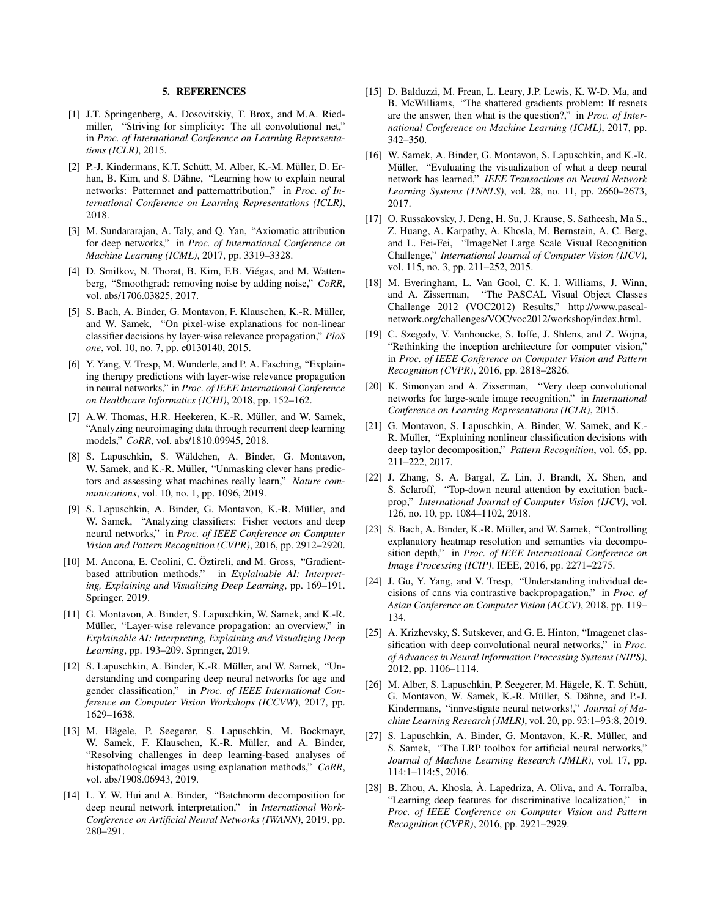## 5. REFERENCES

[1] J.T. Springenberg, A. Dosovitskiy, T. Brox, and M.A. Riedmiller, "Striving for simplicity: The all convolutional net," in *Proc. of International Conference on Learning Representations (ICLR)*, 2015.

[2] P.-J. Kindermans, K.T. Schütt, M. Alber, K.-M. Müller, D. Erhan, B. Kim, and S. Dähne, "Learning how to explain neural networks: Patternnet and patternattribution," in *Proc. of International Conference on Learning Representations (ICLR)*, 2018.

[3] M. Sundararajan, A. Taly, and Q. Yan, "Axiomatic attribution for deep networks," in *Proc. of International Conference on Machine Learning (ICML)*, 2017, pp. 3319–3328.

[4] D. Smilkov, N. Thorat, B. Kim, F.B. Viégas, and M. Wattenberg, "Smoothgrad: removing noise by adding noise," *CoRR*, vol. abs/1706.03825, 2017.

[5] S. Bach, A. Binder, G. Montavon, F. Klauschen, K.-R. Müller, and W. Samek, "On pixel-wise explanations for non-linear classifier decisions by layer-wise relevance propagation," *PloS one*, vol. 10, no. 7, pp. e0130140, 2015.

[6] Y. Yang, V. Tresp, M. Wunderle, and P. A. Fasching, "Explaining therapy predictions with layer-wise relevance propagation in neural networks," in *Proc. of IEEE International Conference on Healthcare Informatics (ICHI)*, 2018, pp. 152–162.

[7] A.W. Thomas, H.R. Heekeren, K.-R. Müller, and W. Samek, "Analyzing neuroimaging data through recurrent deep learning models," *CoRR*, vol. abs/1810.09945, 2018.

[8] S. Lapuschkin, S. Wäldchen, A. Binder, G. Montavon, W. Samek, and K.-R. Müller, "Unmasking clever hans predictors and assessing what machines really learn," *Nature communications*, vol. 10, no. 1, pp. 1096, 2019.

[9] S. Lapuschkin, A. Binder, G. Montavon, K.-R. Müller, and W. Samek, "Analyzing classifiers: Fisher vectors and deep neural networks," in *Proc. of IEEE Conference on Computer Vision and Pattern Recognition (CVPR)*, 2016, pp. 2912–2920.

[10] M. Ancona, E. Ceolini, C. Öztireli, and M. Gross, "Gradient-based attribution methods," in *Explainable AI: Interpreting, Explaining and Visualizing Deep Learning*, pp. 169–191. Springer, 2019.

[11] G. Montavon, A. Binder, S. Lapuschkin, W. Samek, and K.-R. Müller, "Layer-wise relevance propagation: an overview," in *Explainable AI: Interpreting, Explaining and Visualizing Deep Learning*, pp. 193–209. Springer, 2019.

[12] S. Lapuschkin, A. Binder, K.-R. Müller, and W. Samek, "Understanding and comparing deep neural networks for age and gender classification," in *Proc. of IEEE International Conference on Computer Vision Workshops (ICCVW)*, 2017, pp. 1629–1638.

[13] M. Hägele, P. Seegerer, S. Lapuschkin, M. Bockmayr, W. Samek, F. Klauschen, K.-R. Müller, and A. Binder, "Resolving challenges in deep learning-based analyses of histopathological images using explanation methods," *CoRR*, vol. abs/1908.06943, 2019.

[14] L. Y. W. Hui and A. Binder, "Batchnorm decomposition for deep neural network interpretation," in *International Work-Conference on Artificial Neural Networks (IWANN)*, 2019, pp. 280–291.

[15] D. Balduzzi, M. Frean, L. Leary, J.P. Lewis, K. W-D. Ma, and B. McWilliams, "The shattered gradients problem: If resnets are the answer, then what is the question?," in *Proc. of International Conference on Machine Learning (ICML)*, 2017, pp. 342–350.

[16] W. Samek, A. Binder, G. Montavon, S. Lapuschkin, and K.-R. Müller, "Evaluating the visualization of what a deep neural network has learned," *IEEE Transactions on Neural Network Learning Systems (TNNLS)*, vol. 28, no. 11, pp. 2660–2673, 2017.

[17] O. Russakovsky, J. Deng, H. Su, J. Krause, S. Satheesh, Ma S., Z. Huang, A. Karpathy, A. Khosla, M. Bernstein, A. C. Berg, and L. Fei-Fei, "ImageNet Large Scale Visual Recognition Challenge," *International Journal of Computer Vision (IJCV)*, vol. 115, no. 3, pp. 211–252, 2015.

[18] M. Everingham, L. Van Gool, C. K. I. Williams, J. Winn, and A. Zisserman, "The PASCAL Visual Object Classes Challenge 2012 (VOC2012) Results," http://www.pascal-network.org/challenges/VOC/voc2012/workshop/index.html.

[19] C. Szegedy, V. Vanhoucke, S. Ioffe, J. Shlens, and Z. Wojna, "Rethinking the inception architecture for computer vision," in *Proc. of IEEE Conference on Computer Vision and Pattern Recognition (CVPR)*, 2016, pp. 2818–2826.

[20] K. Simonyan and A. Zisserman, "Very deep convolutional networks for large-scale image recognition," in *International Conference on Learning Representations (ICLR)*, 2015.

[21] G. Montavon, S. Lapuschkin, A. Binder, W. Samek, and K.-R. Müller, "Explaining nonlinear classification decisions with deep taylor decomposition," *Pattern Recognition*, vol. 65, pp. 211–222, 2017.

[22] J. Zhang, S. A. Bargal, Z. Lin, J. Brandt, X. Shen, and S. Sclaroff, "Top-down neural attention by excitation backprop," *International Journal of Computer Vision (IJCV)*, vol. 126, no. 10, pp. 1084–1102, 2018.

[23] S. Bach, A. Binder, K.-R. Müller, and W. Samek, "Controlling explanatory heatmap resolution and semantics via decomposition depth," in *Proc. of IEEE International Conference on Image Processing (ICIP)*. IEEE, 2016, pp. 2271–2275.

[24] J. Gu, Y. Yang, and V. Tresp, "Understanding individual decisions of cnns via contrastive backpropagation," in *Proc. of Asian Conference on Computer Vision (ACCV)*, 2018, pp. 119–134.

[25] A. Krizhevsky, S. Sutskever, and G. E. Hinton, "Imagenet classification with deep convolutional neural networks," in *Proc. of Advances in Neural Information Processing Systems (NIPS)*, 2012, pp. 1106–1114.

[26] M. Alber, S. Lapuschkin, P. Seegerer, M. Hägele, K. T. Schütt, G. Montavon, W. Samek, K.-R. Müller, S. Dähne, and P.-J. Kindermans, "innvestigate neural networks!," *Journal of Machine Learning Research (JMLR)*, vol. 20, pp. 93:1–93:8, 2019.

[27] S. Lapuschkin, A. Binder, G. Montavon, K.-R. Müller, and S. Samek, "The LRP toolbox for artificial neural networks," *Journal of Machine Learning Research (JMLR)*, vol. 17, pp. 114:1–114:5, 2016.

[28] B. Zhou, A. Khosla, À. Lapedriza, A. Oliva, and A. Torralba, "Learning deep features for discriminative localization," in *Proc. of IEEE Conference on Computer Vision and Pattern Recognition (CVPR)*, 2016, pp. 2921–2929.